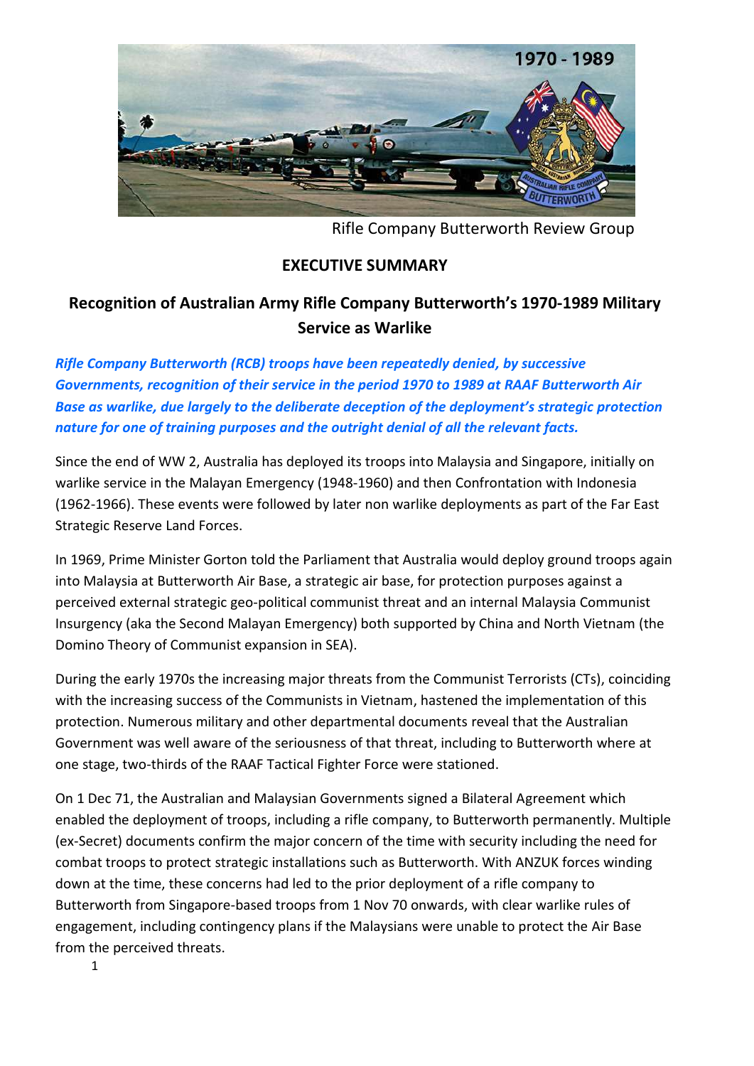Rifle Company Butterworth Review Group

## EXECUTIVE SUMMARY

## Recognition of Australian Army Rifle Company Butterworth's 1970-1989 Military Service as Warlike

***Rifle Company Butterworth (RCB) troops have been repeatedly denied, by successive Governments, recognition of their service in the period 1970 to 1989 at RAAF Butterworth Air Base as warlike, due largely to the deliberate deception of the deployment's strategic protection nature for one of training purposes and the outright denial of all the relevant facts.***

Since the end of WW 2, Australia has deployed its troops into Malaysia and Singapore, initially on warlike service in the Malayan Emergency (1948-1960) and then Confrontation with Indonesia (1962-1966). These events were followed by later non warlike deployments as part of the Far East Strategic Reserve Land Forces.

In 1969, Prime Minister Gorton told the Parliament that Australia would deploy ground troops again into Malaysia at Butterworth Air Base, a strategic air base, for protection purposes against a perceived external strategic geo-political communist threat and an internal Malaysia Communist Insurgency (aka the Second Malayan Emergency) both supported by China and North Vietnam (the Domino Theory of Communist expansion in SEA).

During the early 1970s the increasing major threats from the Communist Terrorists (CTs), coinciding with the increasing success of the Communists in Vietnam, hastened the implementation of this protection. Numerous military and other departmental documents reveal that the Australian Government was well aware of the seriousness of that threat, including to Butterworth where at one stage, two-thirds of the RAAF Tactical Fighter Force were stationed.

On 1 Dec 71, the Australian and Malaysian Governments signed a Bilateral Agreement which enabled the deployment of troops, including a rifle company, to Butterworth permanently. Multiple (ex-Secret) documents confirm the major concern of the time with security including the need for combat troops to protect strategic installations such as Butterworth. With ANZUK forces winding down at the time, these concerns had led to the prior deployment of a rifle company to Butterworth from Singapore-based troops from 1 Nov 70 onwards, with clear warlike rules of engagement, including contingency plans if the Malaysians were unable to protect the Air Base from the perceived threats.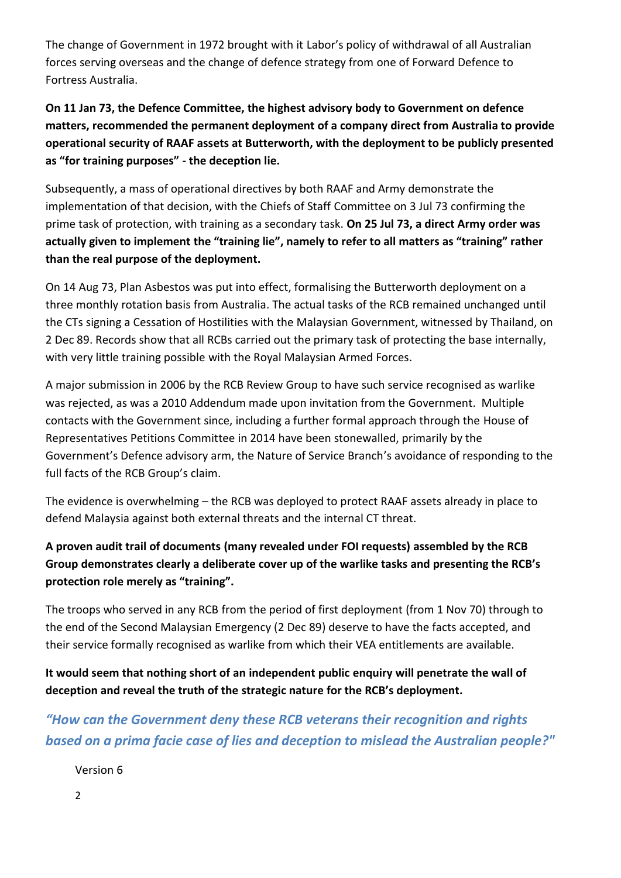The change of Government in 1972 brought with it Labor's policy of withdrawal of all Australian forces serving overseas and the change of defence strategy from one of Forward Defence to Fortress Australia.

**On 11 Jan 73, the Defence Committee, the highest advisory body to Government on defence matters, recommended the permanent deployment of a company direct from Australia to provide operational security of RAAF assets at Butterworth, with the deployment to be publicly presented as "for training purposes" - the deception lie.**

Subsequently, a mass of operational directives by both RAAF and Army demonstrate the implementation of that decision, with the Chiefs of Staff Committee on 3 Jul 73 confirming the prime task of protection, with training as a secondary task. **On 25 Jul 73, a direct Army order was actually given to implement the "training lie", namely to refer to all matters as "training" rather than the real purpose of the deployment.**

On 14 Aug 73, Plan Asbestos was put into effect, formalising the Butterworth deployment on a three monthly rotation basis from Australia. The actual tasks of the RCB remained unchanged until the CTs signing a Cessation of Hostilities with the Malaysian Government, witnessed by Thailand, on 2 Dec 89. Records show that all RCBs carried out the primary task of protecting the base internally, with very little training possible with the Royal Malaysian Armed Forces.

A major submission in 2006 by the RCB Review Group to have such service recognised as warlike was rejected, as was a 2010 Addendum made upon invitation from the Government. Multiple contacts with the Government since, including a further formal approach through the House of Representatives Petitions Committee in 2014 have been stonewalled, primarily by the Government's Defence advisory arm, the Nature of Service Branch's avoidance of responding to the full facts of the RCB Group's claim.

The evidence is overwhelming – the RCB was deployed to protect RAAF assets already in place to defend Malaysia against both external threats and the internal CT threat.

**A proven audit trail of documents (many revealed under FOI requests) assembled by the RCB Group demonstrates clearly a deliberate cover up of the warlike tasks and presenting the RCB's protection role merely as "training".**

The troops who served in any RCB from the period of first deployment (from 1 Nov 70) through to the end of the Second Malaysian Emergency (2 Dec 89) deserve to have the facts accepted, and their service formally recognised as warlike from which their VEA entitlements are available.

**It would seem that nothing short of an independent public enquiry will penetrate the wall of deception and reveal the truth of the strategic nature for the RCB's deployment.**

***"How can the Government deny these RCB veterans their recognition and rights based on a prima facie case of lies and deception to mislead the Australian people?"***

Version 6